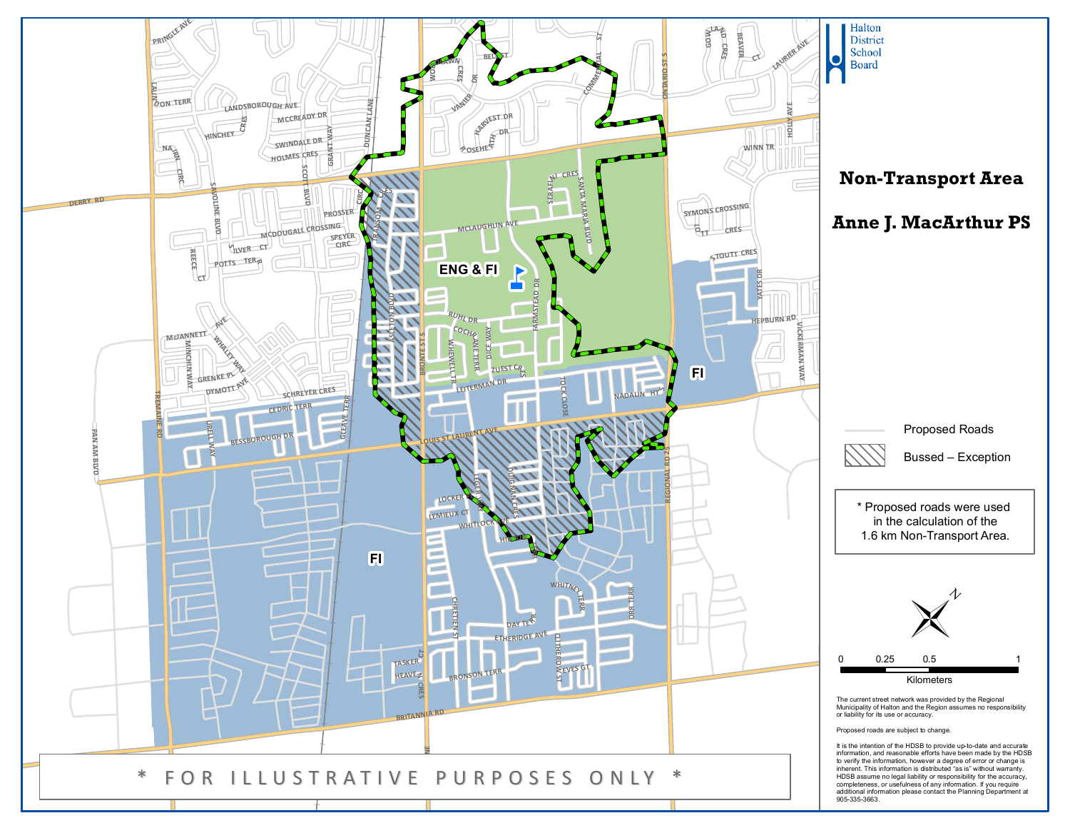# Non-Transport Area

# Anne J. MacArthur PS

Halton District School Board

ENG & FI

FI

FI

Proposed Roads

Bussed – Exception

\* Proposed roads were used in the calculation of the 1.6 km Non-Transport Area.

0 0.25 0.5 1

Kilometers

The current street network was provided by the Regional Municipality of Halton and the Region assumes no responsibility or liability for its use or accuracy.

Proposed roads are subject to change.

It is the intention of the HDSB to provide up-to-date and accurate information, and reasonable efforts have been made by the HDSB to verify the information, however a degree of error or change is inherent. This information is distributed "as is" without warranty. HDSB assume no legal liability or responsibility for the accuracy, completeness, or usefulness of any information. If you require additional information please contact the Planning Department at 905-335-3663.

\* FOR ILLUSTRATIVE PURPOSES ONLY \*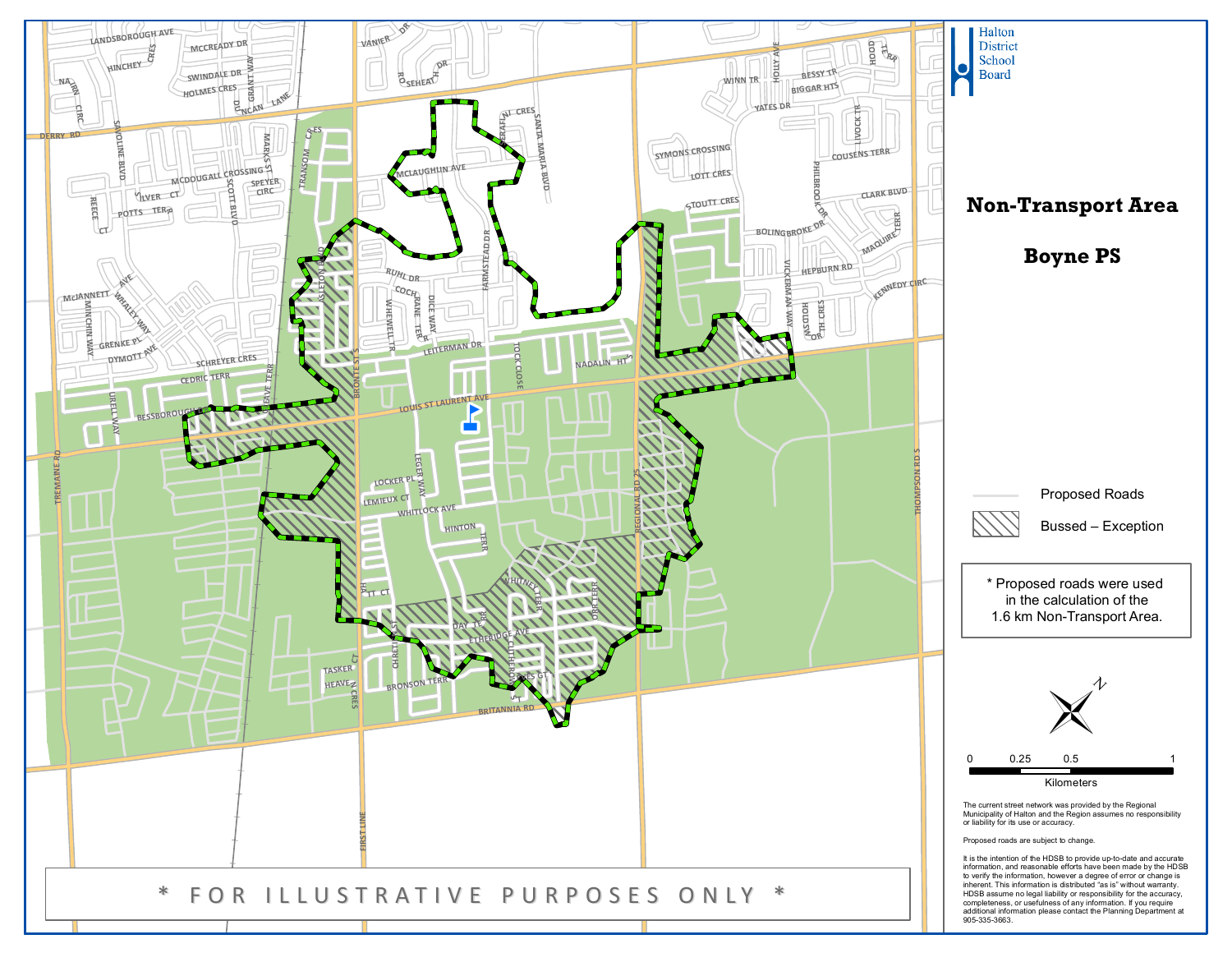Halton District School Board

# Non-Transport Area

## Boyne PS

Proposed Roads

Bussed – Exception

\* Proposed roads were used in the calculation of the 1.6 km Non-Transport Area.

0 0.25 0.5 1
Kilometers

The current street network was provided by the Regional Municipality of Halton and the Region assumes no responsibility or liability for its use or accuracy.

Proposed roads are subject to change.

It is the intention of the HDSB to provide up-to-date and accurate information, and reasonable efforts have been made by the HDSB to verify the information, however a degree of error or change is inherent. This information is distributed "as is" without warranty. HDSB assume no legal liability or responsibility for the accuracy, completeness, or usefulness of any information. If you require additional information please contact the Planning Department at 905-335-3663.

\* FOR ILLUSTRATIVE PURPOSES ONLY \*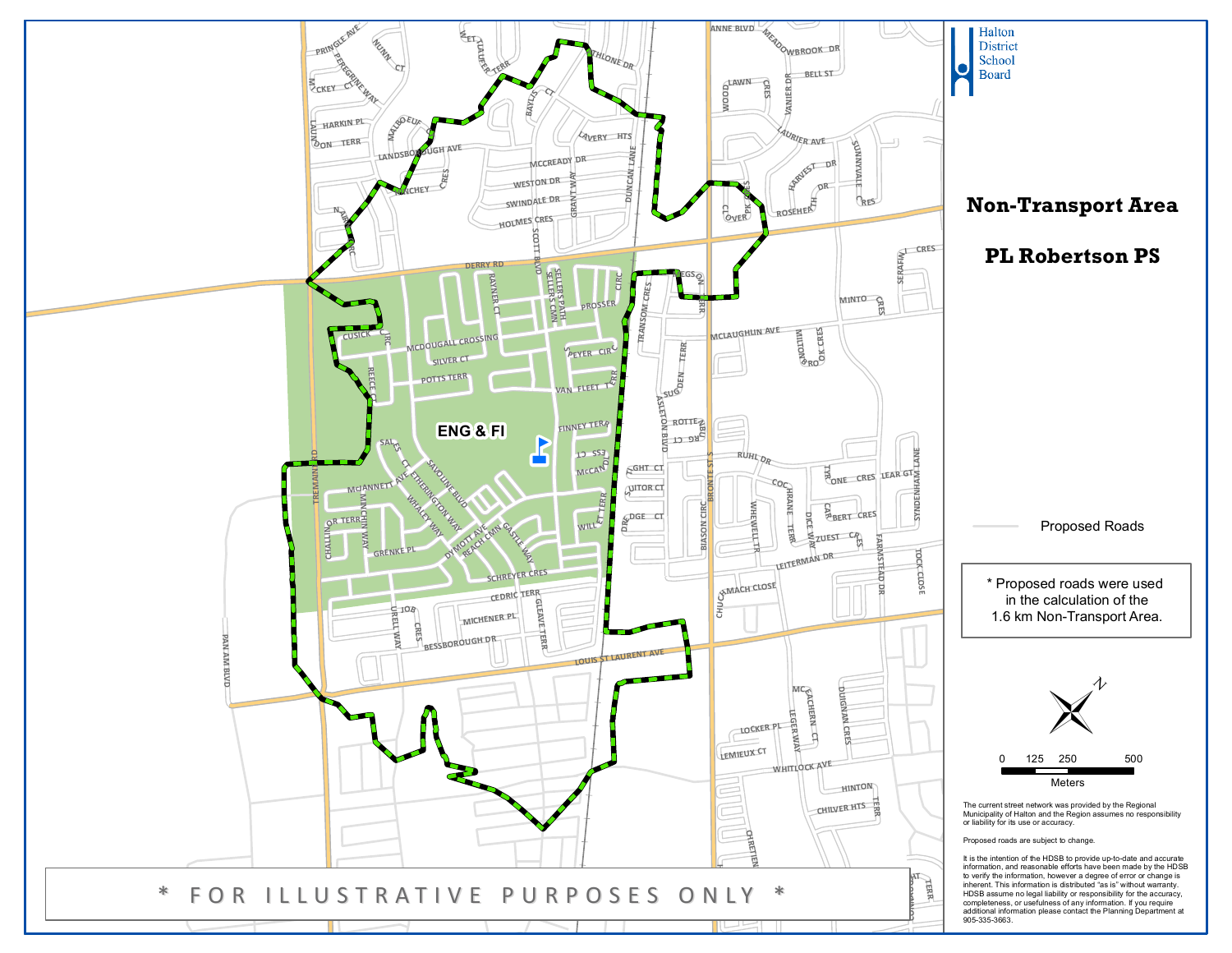# Non-Transport Area

# PL Robertson PS

Halton District School Board

ENG & FI

Proposed Roads

\* Proposed roads were used in the calculation of the 1.6 km Non-Transport Area.

0 125 250 500
Meters

The current street network was provided by the Regional Municipality of Halton and the Region assumes no responsibility or liability for its use or accuracy.

Proposed roads are subject to change.

It is the intention of the HDSB to provide up-to-date and accurate information, and reasonable efforts have been made by the HDSB to verify the information, however a degree of error or change is inherent. This information is distributed "as is" without warranty. HDSB assume no legal liability or responsibility for the accuracy, completeness, or usefulness of any information. If you require additional information please contact the Planning Department at 905-335-3663.

\* FOR ILLUSTRATIVE PURPOSES ONLY \*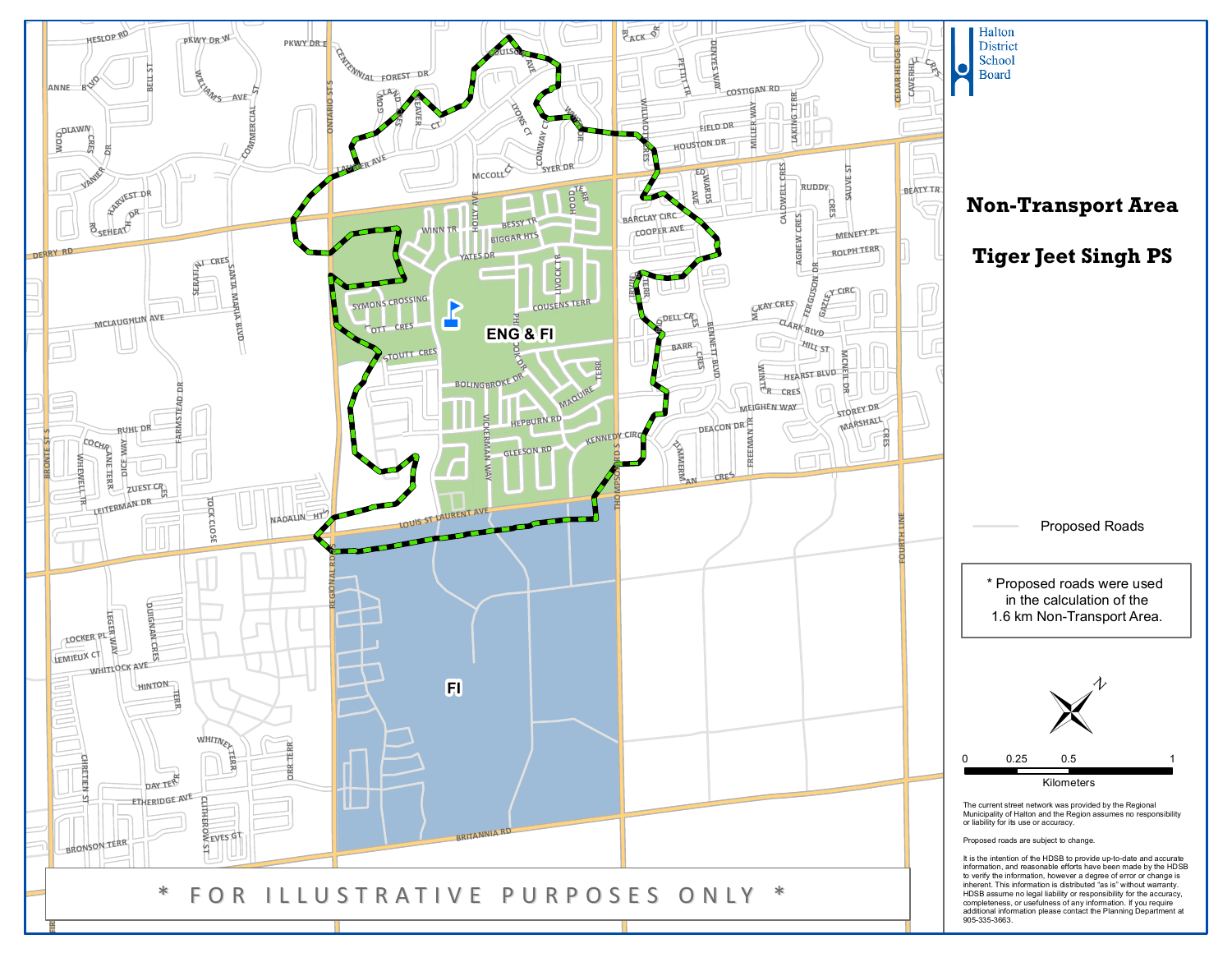Halton District School Board

# Non-Transport Area

# Tiger Jeet Singh PS

ENG & FI

FI

Proposed Roads

* Proposed roads were used in the calculation of the 1.6 km Non-Transport Area.

0 0.25 0.5 1

Kilometers

The current street network was provided by the Regional Municipality of Halton and the Region assumes no responsibility or liability for its use or accuracy.

Proposed roads are subject to change.

It is the intention of the HDSB to provide up-to-date and accurate information, and reasonable efforts have been made by the HDSB to verify the information, however a degree of error or change is inherent. This information is distributed "as is" without warranty. HDSB assume no legal liability or responsibility for the accuracy, completeness, or usefulness of any information. If you require additional information please contact the Planning Department at 905-335-3663.

* FOR ILLUSTRATIVE PURPOSES ONLY *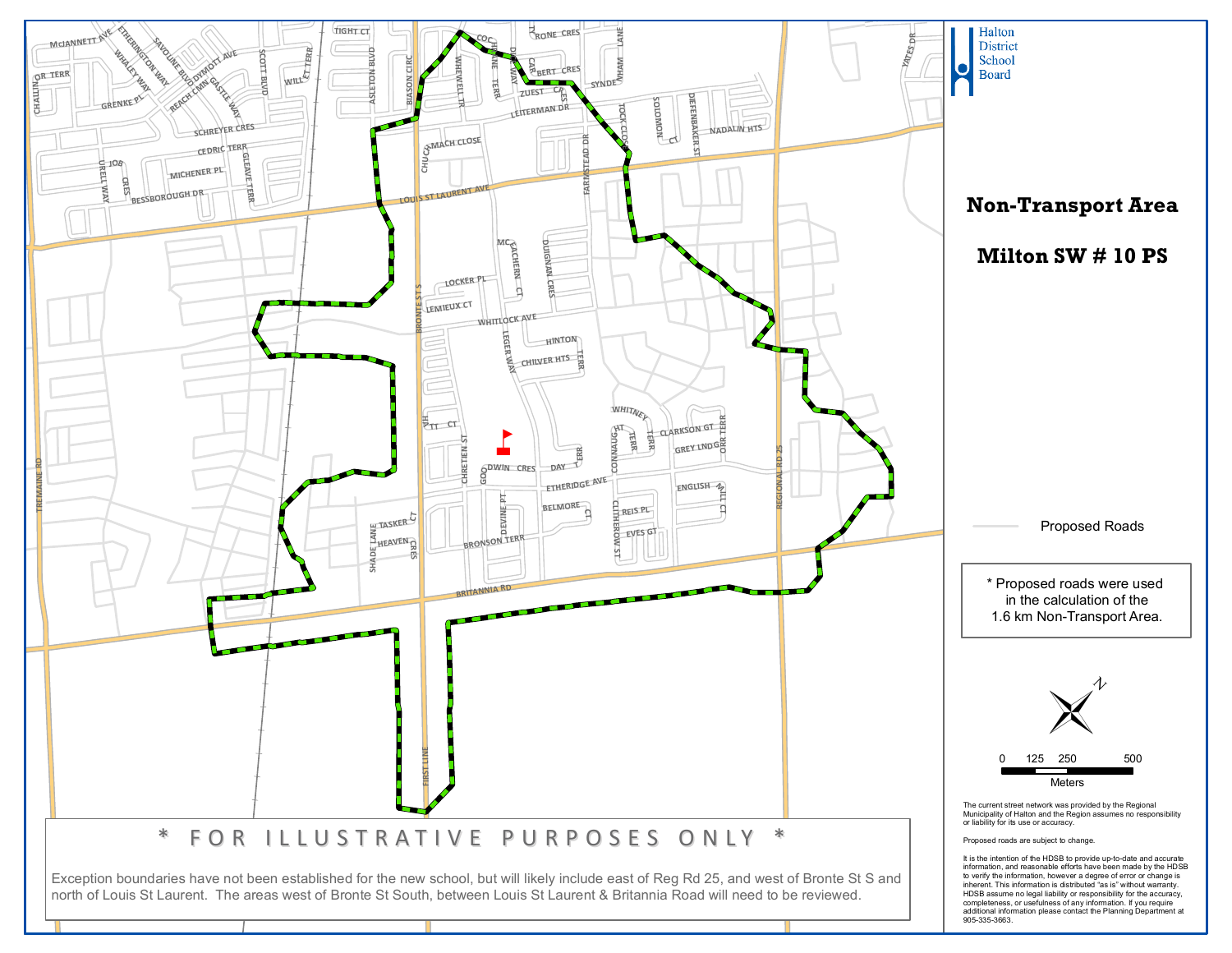Halton District School Board

# Non-Transport Area

# Milton SW # 10 PS

Proposed Roads

\* Proposed roads were used in the calculation of the 1.6 km Non-Transport Area.

0 125 250 500

Meters

The current street network was provided by the Regional Municipality of Halton and the Region assumes no responsibility or liability for its use or accuracy.

Proposed roads are subject to change.

It is the intention of the HDSB to provide up-to-date and accurate information, and reasonable efforts have been made by the HDSB to verify the information, however a degree of error or change is inherent. This information is distributed "as is" without warranty. HDSB assume no legal liability or responsibility for the accuracy, completeness, or usefulness of any information. If you require additional information please contact the Planning Department at 905-335-3663.

\* FOR ILLUSTRATIVE PURPOSES ONLY \*

Exception boundaries have not been established for the new school, but will likely include east of Reg Rd 25, and west of Bronte St S and north of Louis St Laurent. The areas west of Bronte St South, between Louis St Laurent & Britannia Road will need to be reviewed.